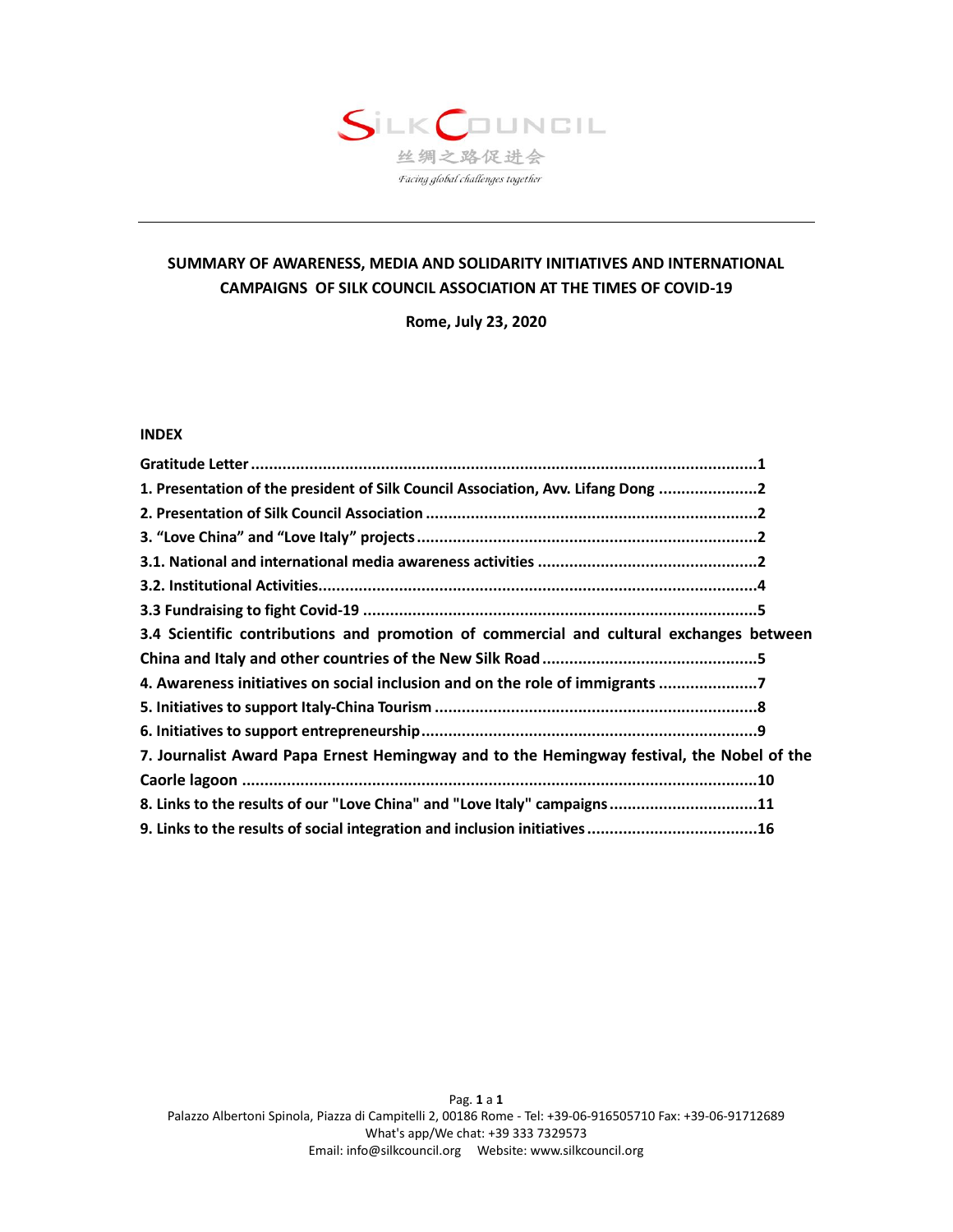SILK COUNCIL

丝绸之路促进会

*Facing global challenges together*

---

# SUMMARY OF AWARENESS, MEDIA AND SOLIDARITY INITIATIVES AND INTERNATIONAL CAMPAIGNS OF SILK COUNCIL ASSOCIATION AT THE TIMES OF COVID-19

**Rome, July 23, 2020**

## INDEX

**Gratitude Letter ....................................................................................................1**

**1. Presentation of the president of Silk Council Association, Avv. Lifang Dong ......................2**

**2. Presentation of Silk Council Association ..........................................................................2**

**3. "Love China" and "Love Italy" projects ............................................................................2**

**3.1. National and international media awareness activities ................................................2**

**3.2. Institutional Activities.................................................................................................4**

**3.3 Fundraising to fight Covid-19 .......................................................................................5**

**3.4 Scientific contributions and promotion of commercial and cultural exchanges between China and Italy and other countries of the New Silk Road ...............................................5**

**4. Awareness initiatives on social inclusion and on the role of immigrants ......................7**

**5. Initiatives to support Italy-China Tourism .......................................................................8**

**6. Initiatives to support entrepreneurship..........................................................................9**

**7. Journalist Award Papa Ernest Hemingway and to the Hemingway festival, the Nobel of the Caorle lagoon ..................................................................................................................10**

**8. Links to the results of our "Love China" and "Love Italy" campaigns.................................11**

**9. Links to the results of social integration and inclusion initiatives......................................16**

Palazzo Albertoni Spinola, Piazza di Campitelli 2, 00186 Rome - Tel: +39-06-916505710 Fax: +39-06-91712689
What's app/We chat: +39 333 7329573
Email: info@silkcouncil.org Website: www.silkcouncil.org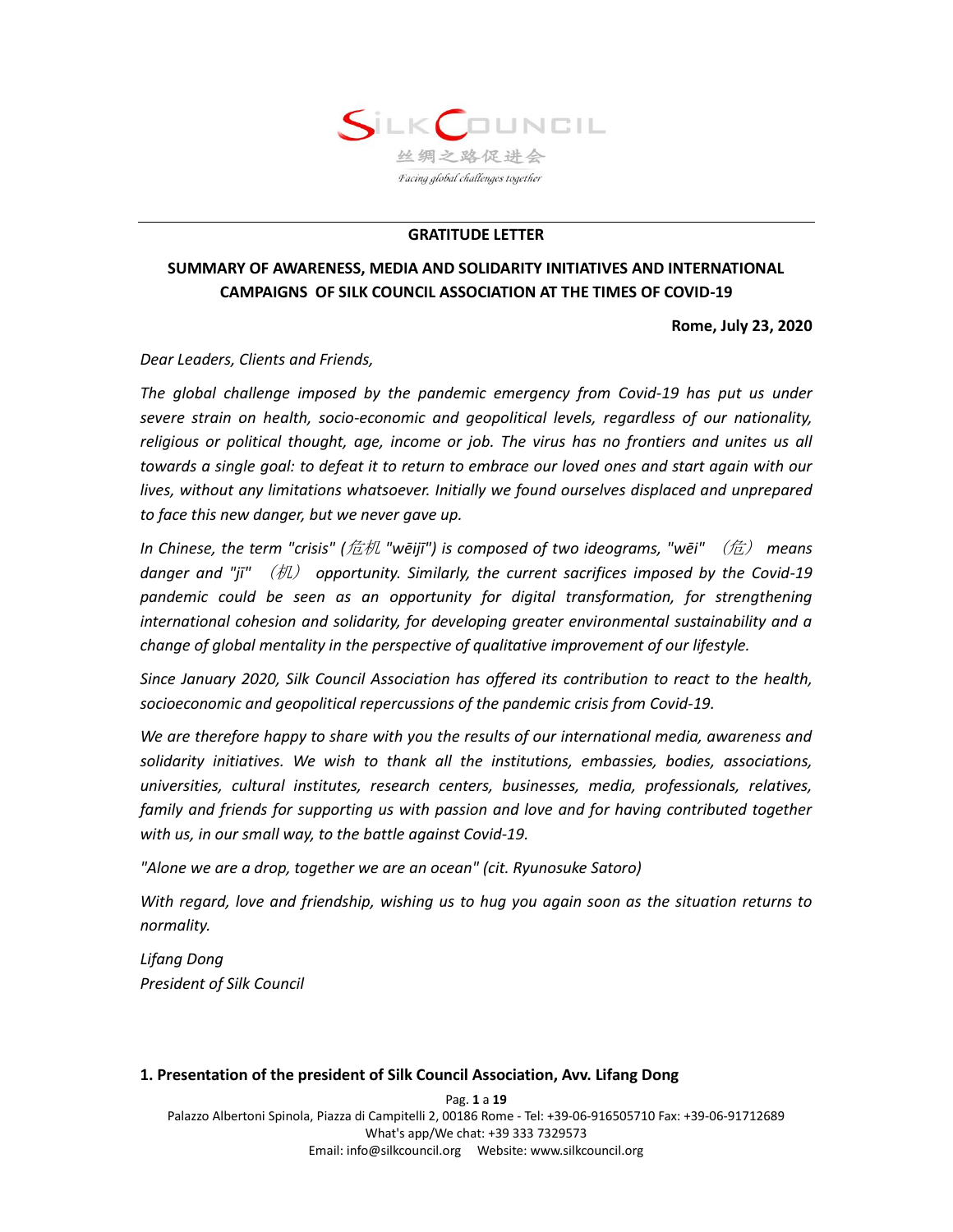**GRATITUDE LETTER**

**SUMMARY OF AWARENESS, MEDIA AND SOLIDARITY INITIATIVES AND INTERNATIONAL CAMPAIGNS OF SILK COUNCIL ASSOCIATION AT THE TIMES OF COVID-19**

**Rome, July 23, 2020**

*Dear Leaders, Clients and Friends,*

*The global challenge imposed by the pandemic emergency from Covid-19 has put us under severe strain on health, socio-economic and geopolitical levels, regardless of our nationality, religious or political thought, age, income or job. The virus has no frontiers and unites us all towards a single goal: to defeat it to return to embrace our loved ones and start again with our lives, without any limitations whatsoever. Initially we found ourselves displaced and unprepared to face this new danger, but we never gave up.*

*In Chinese, the term "crisis" (危机 "wēijī") is composed of two ideograms, "wēi" （危） means danger and "jī" （机） opportunity. Similarly, the current sacrifices imposed by the Covid-19 pandemic could be seen as an opportunity for digital transformation, for strengthening international cohesion and solidarity, for developing greater environmental sustainability and a change of global mentality in the perspective of qualitative improvement of our lifestyle.*

*Since January 2020, Silk Council Association has offered its contribution to react to the health, socioeconomic and geopolitical repercussions of the pandemic crisis from Covid-19.*

*We are therefore happy to share with you the results of our international media, awareness and solidarity initiatives. We wish to thank all the institutions, embassies, bodies, associations, universities, cultural institutes, research centers, businesses, media, professionals, relatives, family and friends for supporting us with passion and love and for having contributed together with us, in our small way, to the battle against Covid-19.*

*"Alone we are a drop, together we are an ocean" (cit. Ryunosuke Satoro)*

*With regard, love and friendship, wishing us to hug you again soon as the situation returns to normality.*

*Lifang Dong*
*President of Silk Council*

### 1. Presentation of the president of Silk Council Association, Avv. Lifang Dong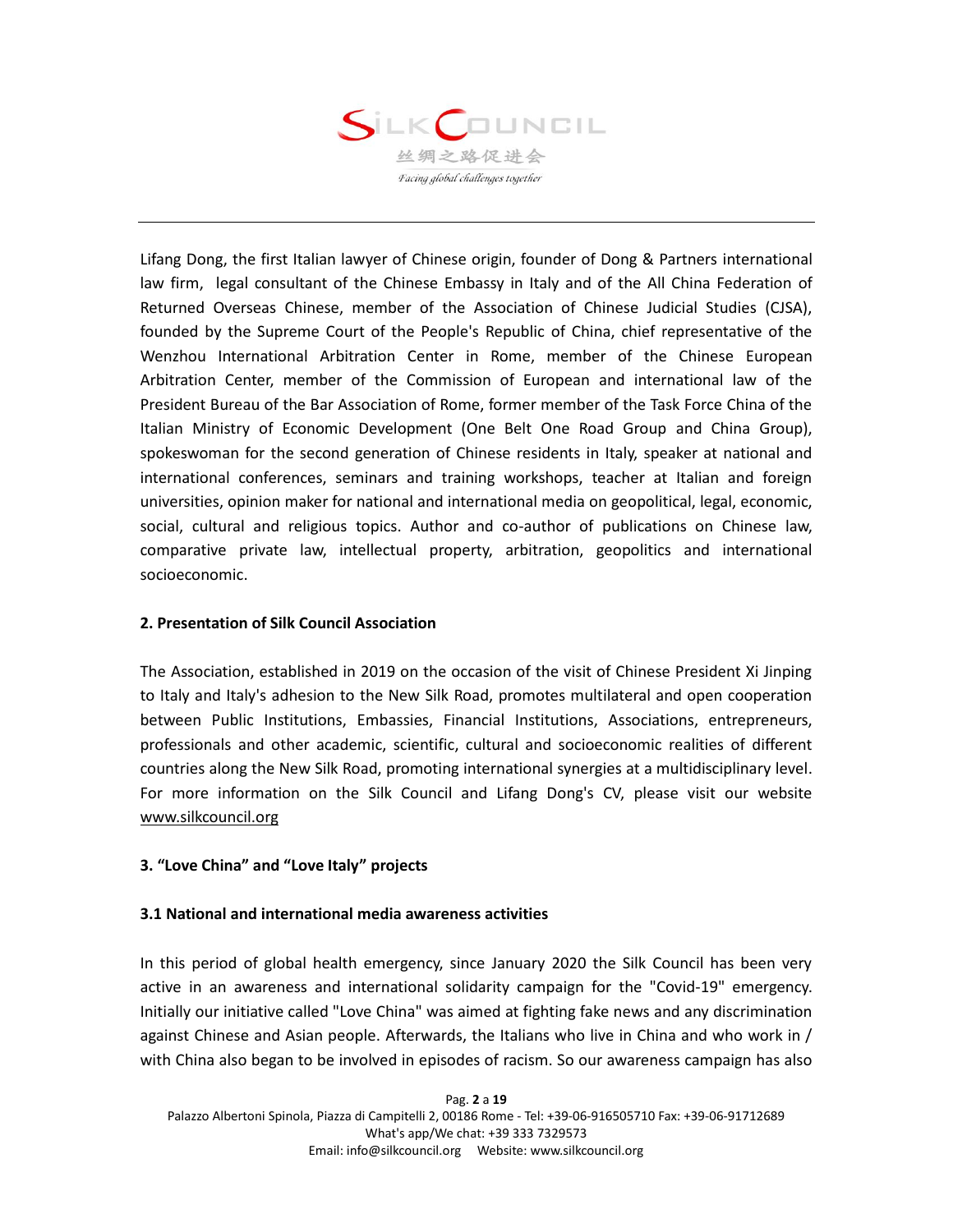Lifang Dong, the first Italian lawyer of Chinese origin, founder of Dong & Partners international law firm, legal consultant of the Chinese Embassy in Italy and of the All China Federation of Returned Overseas Chinese, member of the Association of Chinese Judicial Studies (CJSA), founded by the Supreme Court of the People's Republic of China, chief representative of the Wenzhou International Arbitration Center in Rome, member of the Chinese European Arbitration Center, member of the Commission of European and international law of the President Bureau of the Bar Association of Rome, former member of the Task Force China of the Italian Ministry of Economic Development (One Belt One Road Group and China Group), spokeswoman for the second generation of Chinese residents in Italy, speaker at national and international conferences, seminars and training workshops, teacher at Italian and foreign universities, opinion maker for national and international media on geopolitical, legal, economic, social, cultural and religious topics. Author and co-author of publications on Chinese law, comparative private law, intellectual property, arbitration, geopolitics and international socioeconomic.

## 2. Presentation of Silk Council Association

The Association, established in 2019 on the occasion of the visit of Chinese President Xi Jinping to Italy and Italy's adhesion to the New Silk Road, promotes multilateral and open cooperation between Public Institutions, Embassies, Financial Institutions, Associations, entrepreneurs, professionals and other academic, scientific, cultural and socioeconomic realities of different countries along the New Silk Road, promoting international synergies at a multidisciplinary level. For more information on the Silk Council and Lifang Dong's CV, please visit our website www.silkcouncil.org

## 3. "Love China" and "Love Italy" projects

### 3.1 National and international media awareness activities

In this period of global health emergency, since January 2020 the Silk Council has been very active in an awareness and international solidarity campaign for the "Covid-19" emergency. Initially our initiative called "Love China" was aimed at fighting fake news and any discrimination against Chinese and Asian people. Afterwards, the Italians who live in China and who work in / with China also began to be involved in episodes of racism. So our awareness campaign has also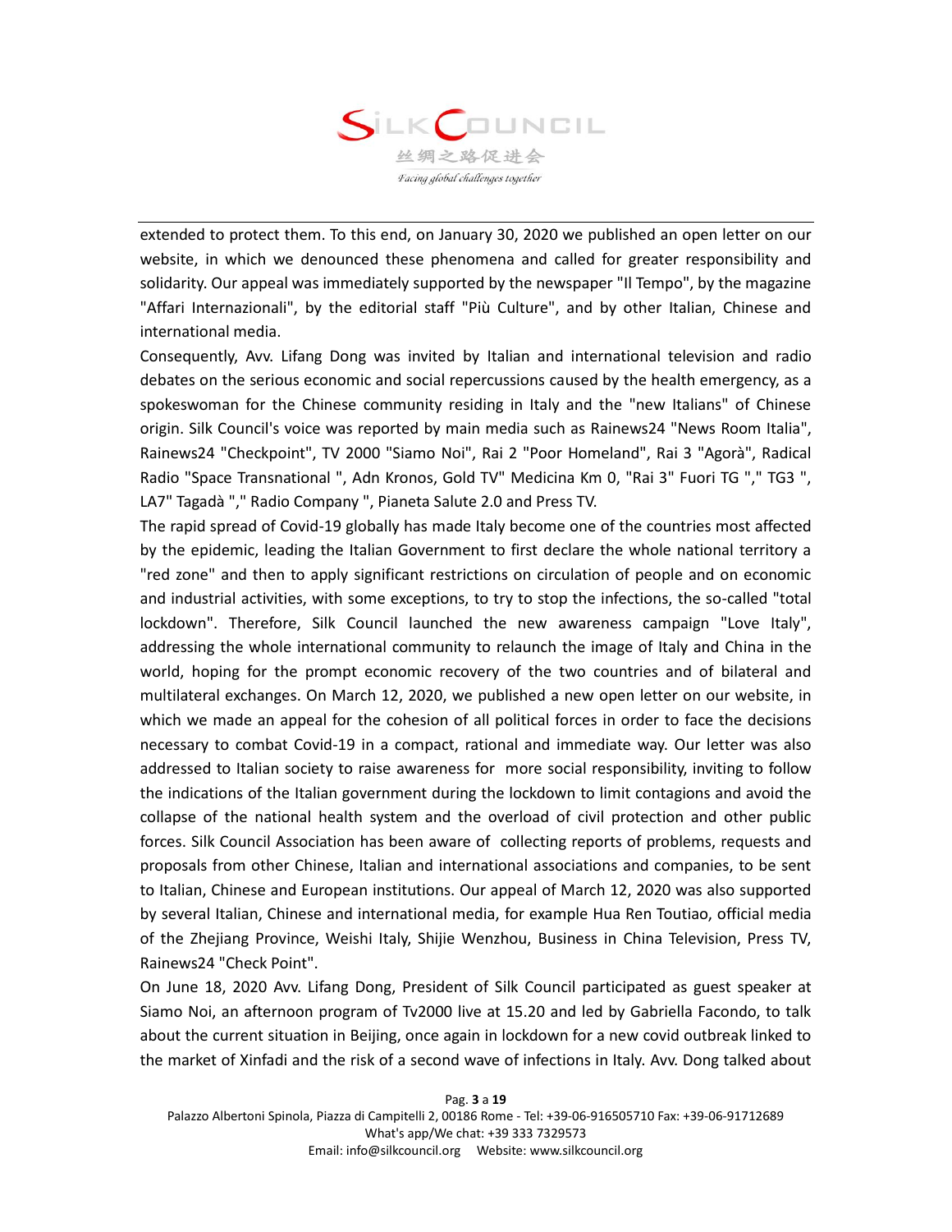extended to protect them. To this end, on January 30, 2020 we published an open letter on our website, in which we denounced these phenomena and called for greater responsibility and solidarity. Our appeal was immediately supported by the newspaper "Il Tempo", by the magazine "Affari Internazionali", by the editorial staff "Più Culture", and by other Italian, Chinese and international media.

Consequently, Avv. Lifang Dong was invited by Italian and international television and radio debates on the serious economic and social repercussions caused by the health emergency, as a spokeswoman for the Chinese community residing in Italy and the "new Italians" of Chinese origin. Silk Council's voice was reported by main media such as Rainews24 "News Room Italia", Rainews24 "Checkpoint", TV 2000 "Siamo Noi", Rai 2 "Poor Homeland", Rai 3 "Agorà", Radical Radio "Space Transnational ", Adn Kronos, Gold TV" Medicina Km 0, "Rai 3" Fuori TG "," TG3 ", LA7" Tagadà "," Radio Company ", Pianeta Salute 2.0 and Press TV.

The rapid spread of Covid-19 globally has made Italy become one of the countries most affected by the epidemic, leading the Italian Government to first declare the whole national territory a "red zone" and then to apply significant restrictions on circulation of people and on economic and industrial activities, with some exceptions, to try to stop the infections, the so-called "total lockdown". Therefore, Silk Council launched the new awareness campaign "Love Italy", addressing the whole international community to relaunch the image of Italy and China in the world, hoping for the prompt economic recovery of the two countries and of bilateral and multilateral exchanges. On March 12, 2020, we published a new open letter on our website, in which we made an appeal for the cohesion of all political forces in order to face the decisions necessary to combat Covid-19 in a compact, rational and immediate way. Our letter was also addressed to Italian society to raise awareness for more social responsibility, inviting to follow the indications of the Italian government during the lockdown to limit contagions and avoid the collapse of the national health system and the overload of civil protection and other public forces. Silk Council Association has been aware of collecting reports of problems, requests and proposals from other Chinese, Italian and international associations and companies, to be sent to Italian, Chinese and European institutions. Our appeal of March 12, 2020 was also supported by several Italian, Chinese and international media, for example Hua Ren Toutiao, official media of the Zhejiang Province, Weishi Italy, Shijie Wenzhou, Business in China Television, Press TV, Rainews24 "Check Point".

On June 18, 2020 Avv. Lifang Dong, President of Silk Council participated as guest speaker at Siamo Noi, an afternoon program of Tv2000 live at 15.20 and led by Gabriella Facondo, to talk about the current situation in Beijing, once again in lockdown for a new covid outbreak linked to the market of Xinfadi and the risk of a second wave of infections in Italy. Avv. Dong talked about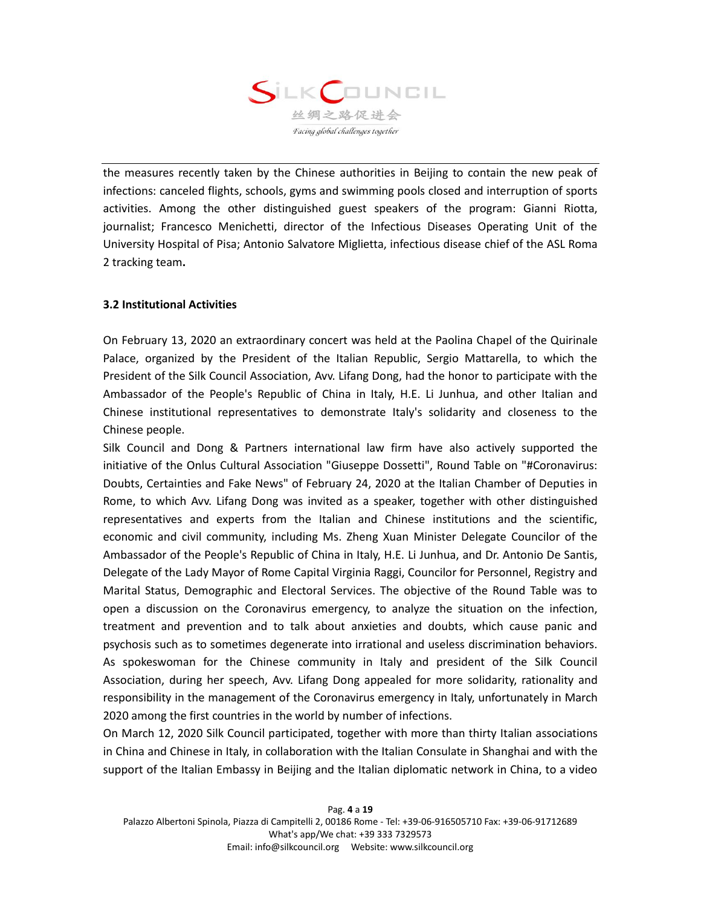the measures recently taken by the Chinese authorities in Beijing to contain the new peak of infections: canceled flights, schools, gyms and swimming pools closed and interruption of sports activities. Among the other distinguished guest speakers of the program: Gianni Riotta, journalist; Francesco Menichetti, director of the Infectious Diseases Operating Unit of the University Hospital of Pisa; Antonio Salvatore Miglietta, infectious disease chief of the ASL Roma 2 tracking team**.**

### 3.2 Institutional Activities

On February 13, 2020 an extraordinary concert was held at the Paolina Chapel of the Quirinale Palace, organized by the President of the Italian Republic, Sergio Mattarella, to which the President of the Silk Council Association, Avv. Lifang Dong, had the honor to participate with the Ambassador of the People's Republic of China in Italy, H.E. Li Junhua, and other Italian and Chinese institutional representatives to demonstrate Italy's solidarity and closeness to the Chinese people.

Silk Council and Dong & Partners international law firm have also actively supported the initiative of the Onlus Cultural Association "Giuseppe Dossetti", Round Table on "#Coronavirus: Doubts, Certainties and Fake News" of February 24, 2020 at the Italian Chamber of Deputies in Rome, to which Avv. Lifang Dong was invited as a speaker, together with other distinguished representatives and experts from the Italian and Chinese institutions and the scientific, economic and civil community, including Ms. Zheng Xuan Minister Delegate Councilor of the Ambassador of the People's Republic of China in Italy, H.E. Li Junhua, and Dr. Antonio De Santis, Delegate of the Lady Mayor of Rome Capital Virginia Raggi, Councilor for Personnel, Registry and Marital Status, Demographic and Electoral Services. The objective of the Round Table was to open a discussion on the Coronavirus emergency, to analyze the situation on the infection, treatment and prevention and to talk about anxieties and doubts, which cause panic and psychosis such as to sometimes degenerate into irrational and useless discrimination behaviors. As spokeswoman for the Chinese community in Italy and president of the Silk Council Association, during her speech, Avv. Lifang Dong appealed for more solidarity, rationality and responsibility in the management of the Coronavirus emergency in Italy, unfortunately in March 2020 among the first countries in the world by number of infections.

On March 12, 2020 Silk Council participated, together with more than thirty Italian associations in China and Chinese in Italy, in collaboration with the Italian Consulate in Shanghai and with the support of the Italian Embassy in Beijing and the Italian diplomatic network in China, to a video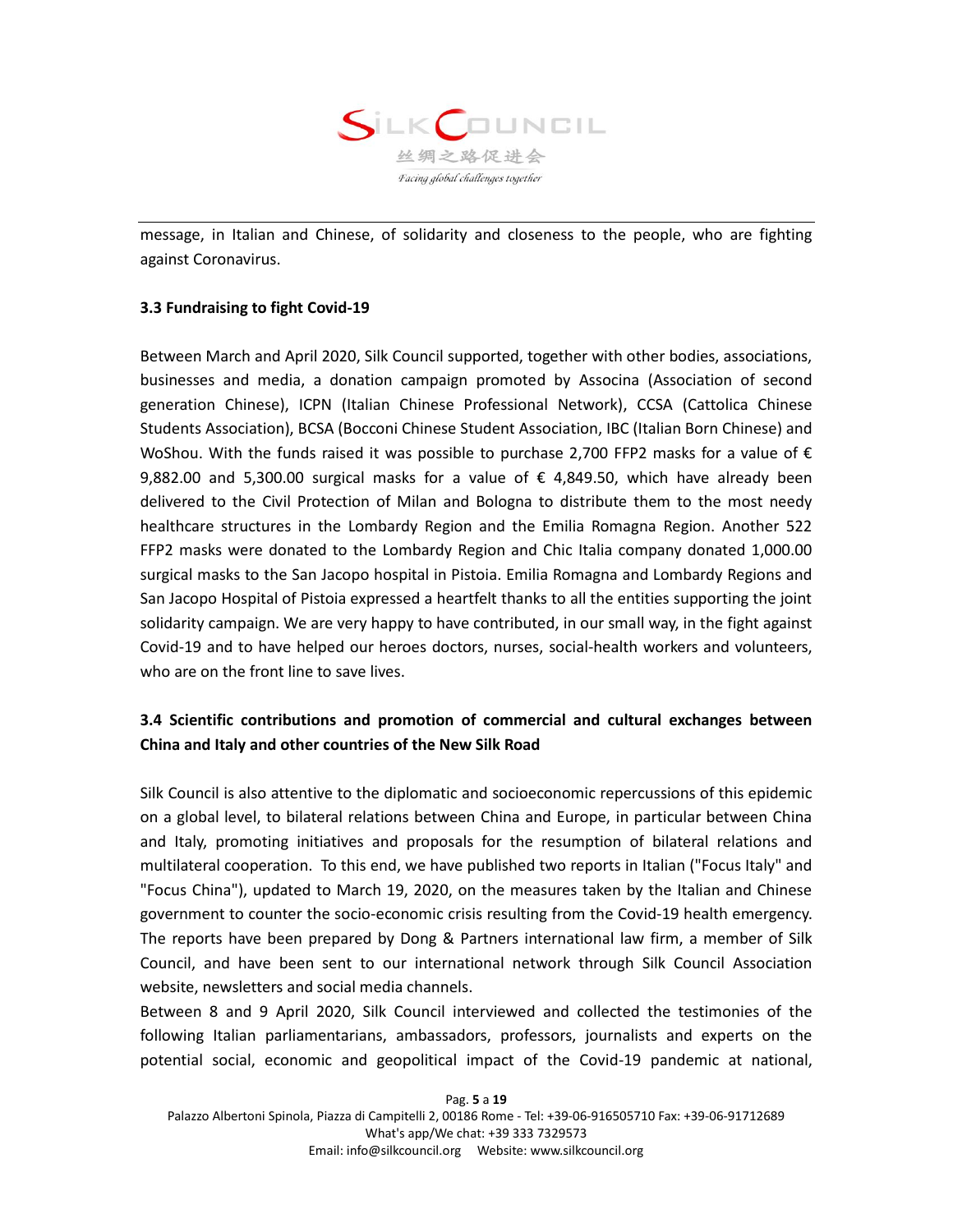message, in Italian and Chinese, of solidarity and closeness to the people, who are fighting against Coronavirus.

### 3.3 Fundraising to fight Covid-19

Between March and April 2020, Silk Council supported, together with other bodies, associations, businesses and media, a donation campaign promoted by Associna (Association of second generation Chinese), ICPN (Italian Chinese Professional Network), CCSA (Cattolica Chinese Students Association), BCSA (Bocconi Chinese Student Association, IBC (Italian Born Chinese) and WoShou. With the funds raised it was possible to purchase 2,700 FFP2 masks for a value of € 9,882.00 and 5,300.00 surgical masks for a value of € 4,849.50, which have already been delivered to the Civil Protection of Milan and Bologna to distribute them to the most needy healthcare structures in the Lombardy Region and the Emilia Romagna Region. Another 522 FFP2 masks were donated to the Lombardy Region and Chic Italia company donated 1,000.00 surgical masks to the San Jacopo hospital in Pistoia. Emilia Romagna and Lombardy Regions and San Jacopo Hospital of Pistoia expressed a heartfelt thanks to all the entities supporting the joint solidarity campaign. We are very happy to have contributed, in our small way, in the fight against Covid-19 and to have helped our heroes doctors, nurses, social-health workers and volunteers, who are on the front line to save lives.

### 3.4 Scientific contributions and promotion of commercial and cultural exchanges between China and Italy and other countries of the New Silk Road

Silk Council is also attentive to the diplomatic and socioeconomic repercussions of this epidemic on a global level, to bilateral relations between China and Europe, in particular between China and Italy, promoting initiatives and proposals for the resumption of bilateral relations and multilateral cooperation. To this end, we have published two reports in Italian ("Focus Italy" and "Focus China"), updated to March 19, 2020, on the measures taken by the Italian and Chinese government to counter the socio-economic crisis resulting from the Covid-19 health emergency. The reports have been prepared by Dong & Partners international law firm, a member of Silk Council, and have been sent to our international network through Silk Council Association website, newsletters and social media channels.

Between 8 and 9 April 2020, Silk Council interviewed and collected the testimonies of the following Italian parliamentarians, ambassadors, professors, journalists and experts on the potential social, economic and geopolitical impact of the Covid-19 pandemic at national,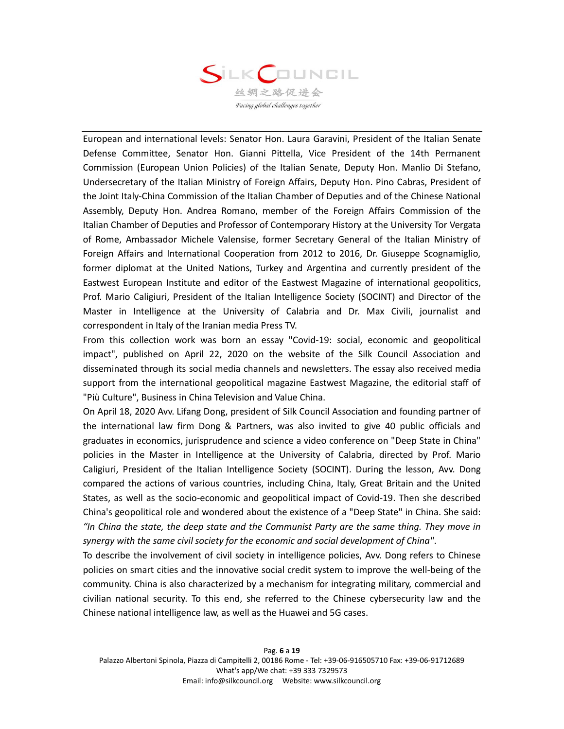European and international levels: Senator Hon. Laura Garavini, President of the Italian Senate Defense Committee, Senator Hon. Gianni Pittella, Vice President of the 14th Permanent Commission (European Union Policies) of the Italian Senate, Deputy Hon. Manlio Di Stefano, Undersecretary of the Italian Ministry of Foreign Affairs, Deputy Hon. Pino Cabras, President of the Joint Italy-China Commission of the Italian Chamber of Deputies and of the Chinese National Assembly, Deputy Hon. Andrea Romano, member of the Foreign Affairs Commission of the Italian Chamber of Deputies and Professor of Contemporary History at the University Tor Vergata of Rome, Ambassador Michele Valensise, former Secretary General of the Italian Ministry of Foreign Affairs and International Cooperation from 2012 to 2016, Dr. Giuseppe Scognamiglio, former diplomat at the United Nations, Turkey and Argentina and currently president of the Eastwest European Institute and editor of the Eastwest Magazine of international geopolitics, Prof. Mario Caligiuri, President of the Italian Intelligence Society (SOCINT) and Director of the Master in Intelligence at the University of Calabria and Dr. Max Civili, journalist and correspondent in Italy of the Iranian media Press TV.

From this collection work was born an essay "Covid-19: social, economic and geopolitical impact", published on April 22, 2020 on the website of the Silk Council Association and disseminated through its social media channels and newsletters. The essay also received media support from the international geopolitical magazine Eastwest Magazine, the editorial staff of "Più Culture", Business in China Television and Value China.

On April 18, 2020 Avv. Lifang Dong, president of Silk Council Association and founding partner of the international law firm Dong & Partners, was also invited to give 40 public officials and graduates in economics, jurisprudence and science a video conference on "Deep State in China" policies in the Master in Intelligence at the University of Calabria, directed by Prof. Mario Caligiuri, President of the Italian Intelligence Society (SOCINT). During the lesson, Avv. Dong compared the actions of various countries, including China, Italy, Great Britain and the United States, as well as the socio-economic and geopolitical impact of Covid-19. Then she described China's geopolitical role and wondered about the existence of a "Deep State" in China. She said: *"In China the state, the deep state and the Communist Party are the same thing. They move in synergy with the same civil society for the economic and social development of China"*.

To describe the involvement of civil society in intelligence policies, Avv. Dong refers to Chinese policies on smart cities and the innovative social credit system to improve the well-being of the community. China is also characterized by a mechanism for integrating military, commercial and civilian national security. To this end, she referred to the Chinese cybersecurity law and the Chinese national intelligence law, as well as the Huawei and 5G cases.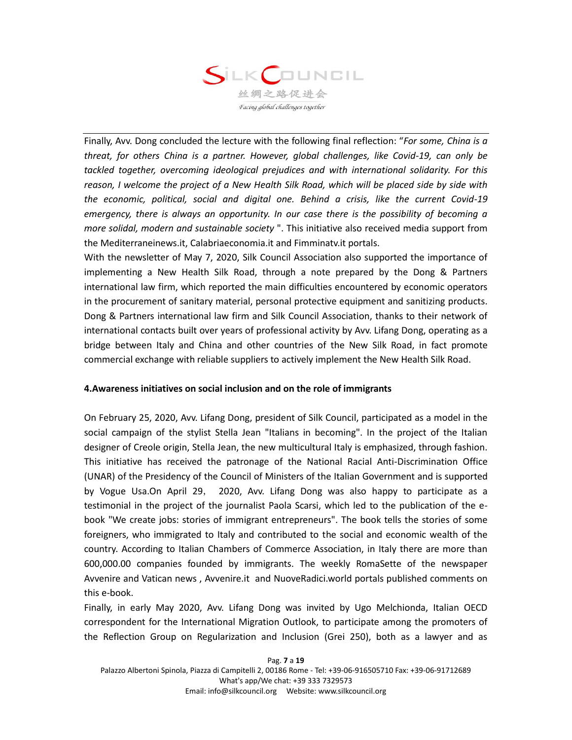Finally, Avv. Dong concluded the lecture with the following final reflection: "*For some, China is a threat, for others China is a partner. However, global challenges, like Covid-19, can only be tackled together, overcoming ideological prejudices and with international solidarity. For this reason, I welcome the project of a New Health Silk Road, which will be placed side by side with the economic, political, social and digital one. Behind a crisis, like the current Covid-19 emergency, there is always an opportunity. In our case there is the possibility of becoming a more solidal, modern and sustainable society* ". This initiative also received media support from the Mediterraneinews.it, Calabriaeconomia.it and Fimminatv.it portals.

With the newsletter of May 7, 2020, Silk Council Association also supported the importance of implementing a New Health Silk Road, through a note prepared by the Dong & Partners international law firm, which reported the main difficulties encountered by economic operators in the procurement of sanitary material, personal protective equipment and sanitizing products. Dong & Partners international law firm and Silk Council Association, thanks to their network of international contacts built over years of professional activity by Avv. Lifang Dong, operating as a bridge between Italy and China and other countries of the New Silk Road, in fact promote commercial exchange with reliable suppliers to actively implement the New Health Silk Road.

**4.Awareness initiatives on social inclusion and on the role of immigrants**

On February 25, 2020, Avv. Lifang Dong, president of Silk Council, participated as a model in the social campaign of the stylist Stella Jean "Italians in becoming". In the project of the Italian designer of Creole origin, Stella Jean, the new multicultural Italy is emphasized, through fashion. This initiative has received the patronage of the National Racial Anti-Discrimination Office (UNAR) of the Presidency of the Council of Ministers of the Italian Government and is supported by Vogue Usa.On April 29, 2020, Avv. Lifang Dong was also happy to participate as a testimonial in the project of the journalist Paola Scarsi, which led to the publication of the e-book "We create jobs: stories of immigrant entrepreneurs". The book tells the stories of some foreigners, who immigrated to Italy and contributed to the social and economic wealth of the country. According to Italian Chambers of Commerce Association, in Italy there are more than 600,000.00 companies founded by immigrants. The weekly RomaSette of the newspaper Avvenire and Vatican news , Avvenire.it and NuoveRadici.world portals published comments on this e-book.

Finally, in early May 2020, Avv. Lifang Dong was invited by Ugo Melchionda, Italian OECD correspondent for the International Migration Outlook, to participate among the promoters of the Reflection Group on Regularization and Inclusion (Grei 250), both as a lawyer and as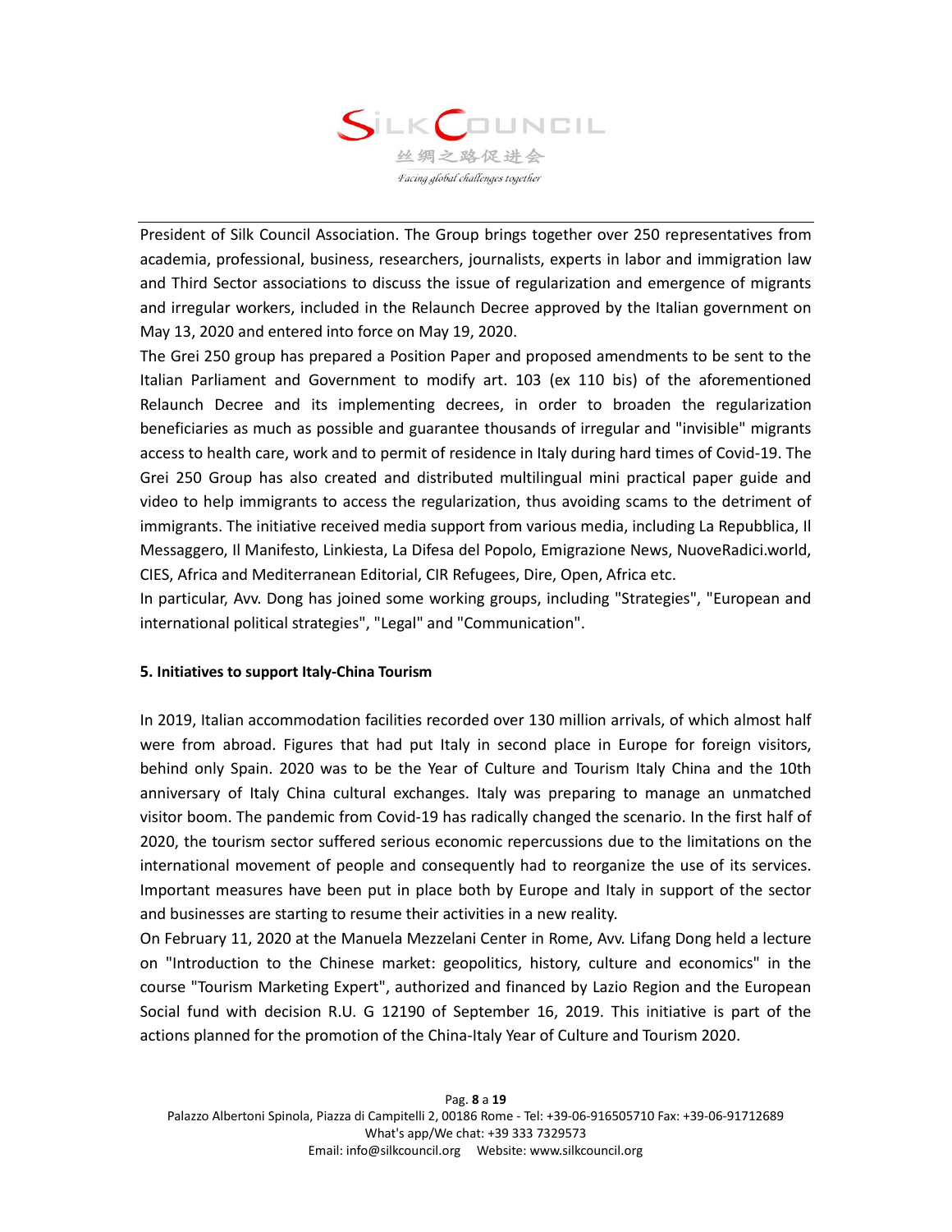President of Silk Council Association. The Group brings together over 250 representatives from academia, professional, business, researchers, journalists, experts in labor and immigration law and Third Sector associations to discuss the issue of regularization and emergence of migrants and irregular workers, included in the Relaunch Decree approved by the Italian government on May 13, 2020 and entered into force on May 19, 2020.

The Grei 250 group has prepared a Position Paper and proposed amendments to be sent to the Italian Parliament and Government to modify art. 103 (ex 110 bis) of the aforementioned Relaunch Decree and its implementing decrees, in order to broaden the regularization beneficiaries as much as possible and guarantee thousands of irregular and "invisible" migrants access to health care, work and to permit of residence in Italy during hard times of Covid-19. The Grei 250 Group has also created and distributed multilingual mini practical paper guide and video to help immigrants to access the regularization, thus avoiding scams to the detriment of immigrants. The initiative received media support from various media, including La Repubblica, Il Messaggero, Il Manifesto, Linkiesta, La Difesa del Popolo, Emigrazione News, NuoveRadici.world, CIES, Africa and Mediterranean Editorial, CIR Refugees, Dire, Open, Africa etc.

In particular, Avv. Dong has joined some working groups, including "Strategies", "European and international political strategies", "Legal" and "Communication".

**5. Initiatives to support Italy-China Tourism**

In 2019, Italian accommodation facilities recorded over 130 million arrivals, of which almost half were from abroad. Figures that had put Italy in second place in Europe for foreign visitors, behind only Spain. 2020 was to be the Year of Culture and Tourism Italy China and the 10th anniversary of Italy China cultural exchanges. Italy was preparing to manage an unmatched visitor boom. The pandemic from Covid-19 has radically changed the scenario. In the first half of 2020, the tourism sector suffered serious economic repercussions due to the limitations on the international movement of people and consequently had to reorganize the use of its services. Important measures have been put in place both by Europe and Italy in support of the sector and businesses are starting to resume their activities in a new reality.

On February 11, 2020 at the Manuela Mezzelani Center in Rome, Avv. Lifang Dong held a lecture on "Introduction to the Chinese market: geopolitics, history, culture and economics" in the course "Tourism Marketing Expert", authorized and financed by Lazio Region and the European Social fund with decision R.U. G 12190 of September 16, 2019. This initiative is part of the actions planned for the promotion of the China-Italy Year of Culture and Tourism 2020.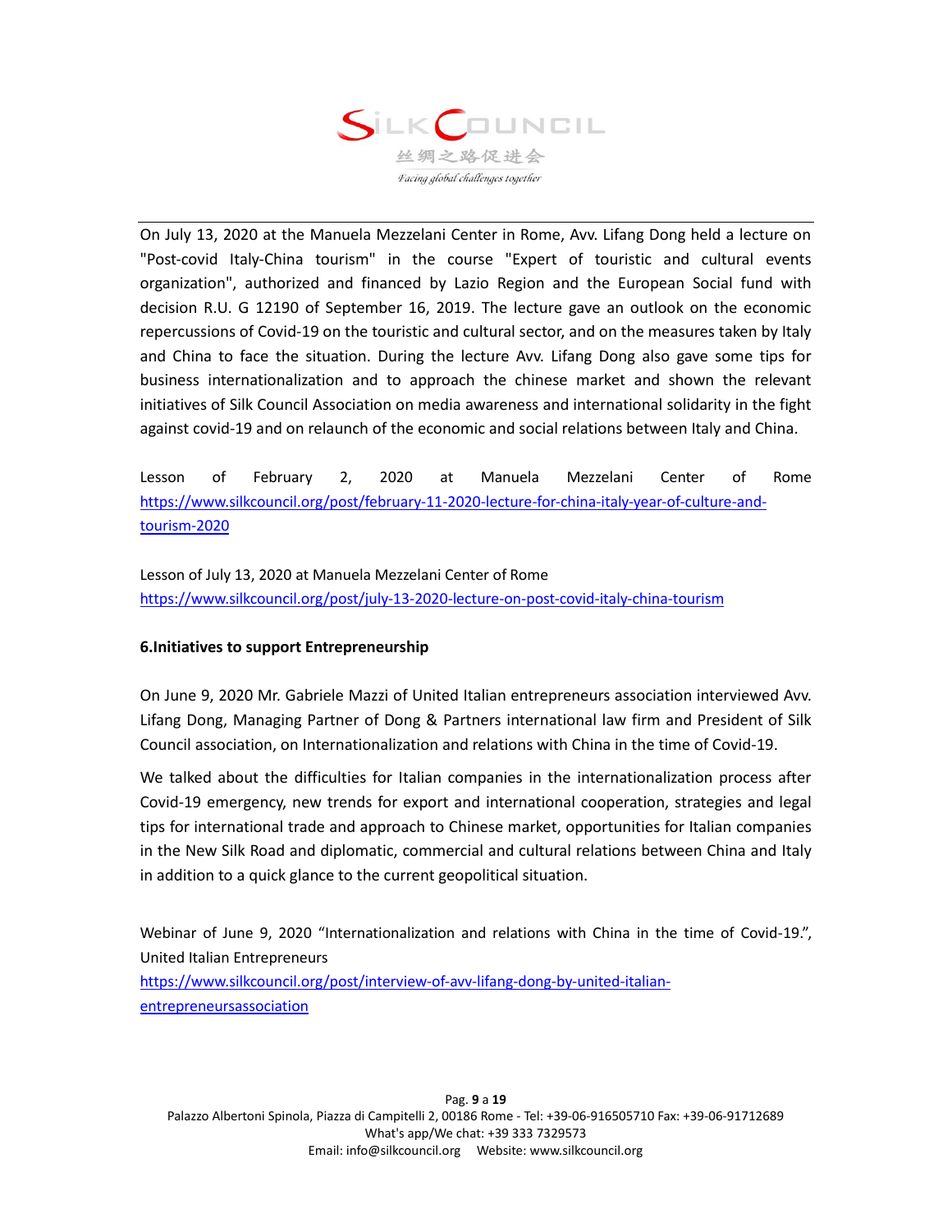On July 13, 2020 at the Manuela Mezzelani Center in Rome, Avv. Lifang Dong held a lecture on "Post-covid Italy-China tourism" in the course "Expert of touristic and cultural events organization", authorized and financed by Lazio Region and the European Social fund with decision R.U. G 12190 of September 16, 2019. The lecture gave an outlook on the economic repercussions of Covid-19 on the touristic and cultural sector, and on the measures taken by Italy and China to face the situation. During the lecture Avv. Lifang Dong also gave some tips for business internationalization and to approach the chinese market and shown the relevant initiatives of Silk Council Association on media awareness and international solidarity in the fight against covid-19 and on relaunch of the economic and social relations between Italy and China.

Lesson of February 2, 2020 at Manuela Mezzelani Center of Rome
https://www.silkcouncil.org/post/february-11-2020-lecture-for-china-italy-year-of-culture-and-tourism-2020

Lesson of July 13, 2020 at Manuela Mezzelani Center of Rome
https://www.silkcouncil.org/post/july-13-2020-lecture-on-post-covid-italy-china-tourism

**6.Initiatives to support Entrepreneurship**

On June 9, 2020 Mr. Gabriele Mazzi of United Italian entrepreneurs association interviewed Avv. Lifang Dong, Managing Partner of Dong & Partners international law firm and President of Silk Council association, on Internationalization and relations with China in the time of Covid-19.

We talked about the difficulties for Italian companies in the internationalization process after Covid-19 emergency, new trends for export and international cooperation, strategies and legal tips for international trade and approach to Chinese market, opportunities for Italian companies in the New Silk Road and diplomatic, commercial and cultural relations between China and Italy in addition to a quick glance to the current geopolitical situation.

Webinar of June 9, 2020 “Internationalization and relations with China in the time of Covid-19.”, United Italian Entrepreneurs
https://www.silkcouncil.org/post/interview-of-avv-lifang-dong-by-united-italian-entrepreneursassociation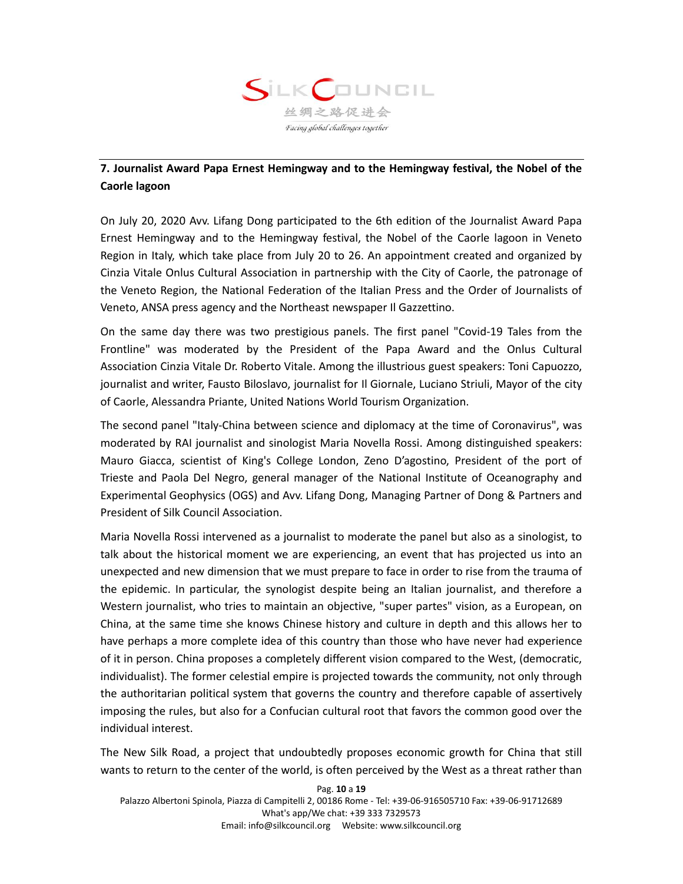## 7. Journalist Award Papa Ernest Hemingway and to the Hemingway festival, the Nobel of the Caorle lagoon

On July 20, 2020 Avv. Lifang Dong participated to the 6th edition of the Journalist Award Papa Ernest Hemingway and to the Hemingway festival, the Nobel of the Caorle lagoon in Veneto Region in Italy, which take place from July 20 to 26. An appointment created and organized by Cinzia Vitale Onlus Cultural Association in partnership with the City of Caorle, the patronage of the Veneto Region, the National Federation of the Italian Press and the Order of Journalists of Veneto, ANSA press agency and the Northeast newspaper Il Gazzettino.

On the same day there was two prestigious panels. The first panel "Covid-19 Tales from the Frontline" was moderated by the President of the Papa Award and the Onlus Cultural Association Cinzia Vitale Dr. Roberto Vitale. Among the illustrious guest speakers: Toni Capuozzo, journalist and writer, Fausto Biloslavo, journalist for Il Giornale, Luciano Striuli, Mayor of the city of Caorle, Alessandra Priante, United Nations World Tourism Organization.

The second panel "Italy-China between science and diplomacy at the time of Coronavirus", was moderated by RAI journalist and sinologist Maria Novella Rossi. Among distinguished speakers: Mauro Giacca, scientist of King's College London, Zeno D'agostino, President of the port of Trieste and Paola Del Negro, general manager of the National Institute of Oceanography and Experimental Geophysics (OGS) and Avv. Lifang Dong, Managing Partner of Dong & Partners and President of Silk Council Association.

Maria Novella Rossi intervened as a journalist to moderate the panel but also as a sinologist, to talk about the historical moment we are experiencing, an event that has projected us into an unexpected and new dimension that we must prepare to face in order to rise from the trauma of the epidemic. In particular, the synologist despite being an Italian journalist, and therefore a Western journalist, who tries to maintain an objective, "super partes" vision, as a European, on China, at the same time she knows Chinese history and culture in depth and this allows her to have perhaps a more complete idea of this country than those who have never had experience of it in person. China proposes a completely different vision compared to the West, (democratic, individualist). The former celestial empire is projected towards the community, not only through the authoritarian political system that governs the country and therefore capable of assertively imposing the rules, but also for a Confucian cultural root that favors the common good over the individual interest.

The New Silk Road, a project that undoubtedly proposes economic growth for China that still wants to return to the center of the world, is often perceived by the West as a threat rather than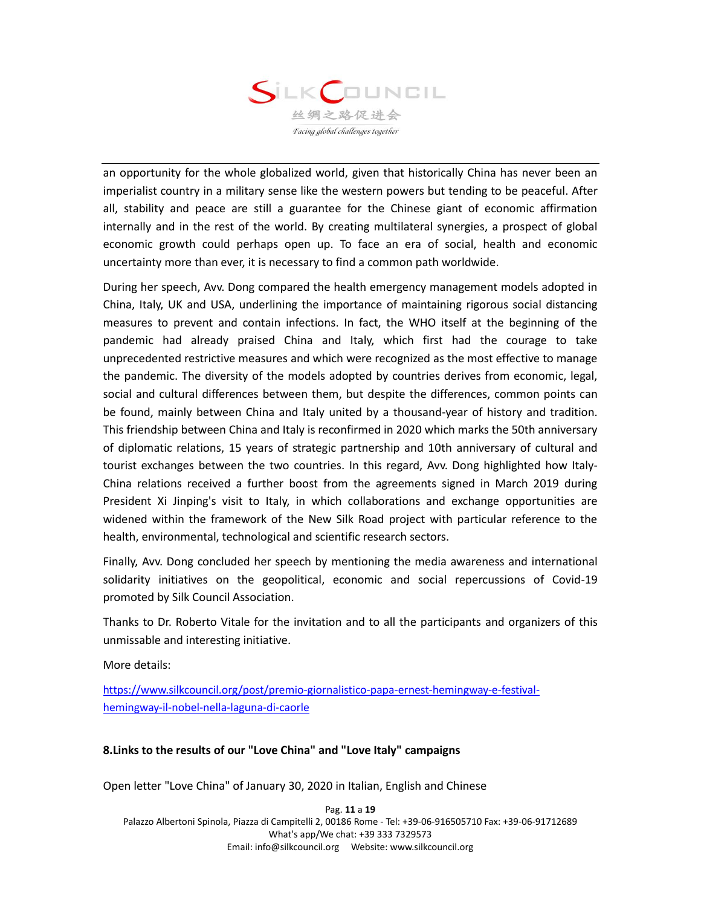an opportunity for the whole globalized world, given that historically China has never been an imperialist country in a military sense like the western powers but tending to be peaceful. After all, stability and peace are still a guarantee for the Chinese giant of economic affirmation internally and in the rest of the world. By creating multilateral synergies, a prospect of global economic growth could perhaps open up. To face an era of social, health and economic uncertainty more than ever, it is necessary to find a common path worldwide.

During her speech, Avv. Dong compared the health emergency management models adopted in China, Italy, UK and USA, underlining the importance of maintaining rigorous social distancing measures to prevent and contain infections. In fact, the WHO itself at the beginning of the pandemic had already praised China and Italy, which first had the courage to take unprecedented restrictive measures and which were recognized as the most effective to manage the pandemic. The diversity of the models adopted by countries derives from economic, legal, social and cultural differences between them, but despite the differences, common points can be found, mainly between China and Italy united by a thousand-year of history and tradition. This friendship between China and Italy is reconfirmed in 2020 which marks the 50th anniversary of diplomatic relations, 15 years of strategic partnership and 10th anniversary of cultural and tourist exchanges between the two countries. In this regard, Avv. Dong highlighted how Italy-China relations received a further boost from the agreements signed in March 2019 during President Xi Jinping's visit to Italy, in which collaborations and exchange opportunities are widened within the framework of the New Silk Road project with particular reference to the health, environmental, technological and scientific research sectors.

Finally, Avv. Dong concluded her speech by mentioning the media awareness and international solidarity initiatives on the geopolitical, economic and social repercussions of Covid-19 promoted by Silk Council Association.

Thanks to Dr. Roberto Vitale for the invitation and to all the participants and organizers of this unmissable and interesting initiative.

More details:

https://www.silkcouncil.org/post/premio-giornalistico-papa-ernest-hemingway-e-festival-hemingway-il-nobel-nella-laguna-di-caorle

**8.Links to the results of our "Love China" and "Love Italy" campaigns**

Open letter "Love China" of January 30, 2020 in Italian, English and Chinese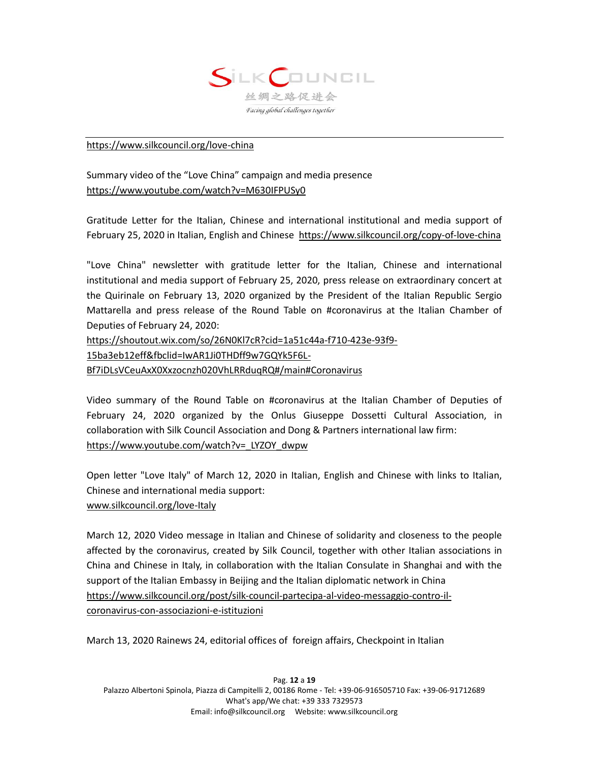https://www.silkcouncil.org/love-china

Summary video of the "Love China" campaign and media presence
https://www.youtube.com/watch?v=M630IFPUSy0

Gratitude Letter for the Italian, Chinese and international institutional and media support of February 25, 2020 in Italian, English and Chinese https://www.silkcouncil.org/copy-of-love-china

"Love China" newsletter with gratitude letter for the Italian, Chinese and international institutional and media support of February 25, 2020, press release on extraordinary concert at the Quirinale on February 13, 2020 organized by the President of the Italian Republic Sergio Mattarella and press release of the Round Table on #coronavirus at the Italian Chamber of Deputies of February 24, 2020:
https://shoutout.wix.com/so/26N0Kl7cR?cid=1a51c44a-f710-423e-93f9-15ba3eb12eff&fbclid=IwAR1Ji0THDff9w7GQYk5F6L-Bf7iDLsVCeuAxX0Xxzocnzh020VhLRRduqRQ#/main#Coronavirus

Video summary of the Round Table on #coronavirus at the Italian Chamber of Deputies of February 24, 2020 organized by the Onlus Giuseppe Dossetti Cultural Association, in collaboration with Silk Council Association and Dong & Partners international law firm:
https://www.youtube.com/watch?v=_LYZOY_dwpw

Open letter "Love Italy" of March 12, 2020 in Italian, English and Chinese with links to Italian, Chinese and international media support:
www.silkcouncil.org/love-Italy

March 12, 2020 Video message in Italian and Chinese of solidarity and closeness to the people affected by the coronavirus, created by Silk Council, together with other Italian associations in China and Chinese in Italy, in collaboration with the Italian Consulate in Shanghai and with the support of the Italian Embassy in Beijing and the Italian diplomatic network in China
https://www.silkcouncil.org/post/silk-council-partecipa-al-video-messaggio-contro-il-coronavirus-con-associazioni-e-istituzioni

March 13, 2020 Rainews 24, editorial offices of foreign affairs, Checkpoint in Italian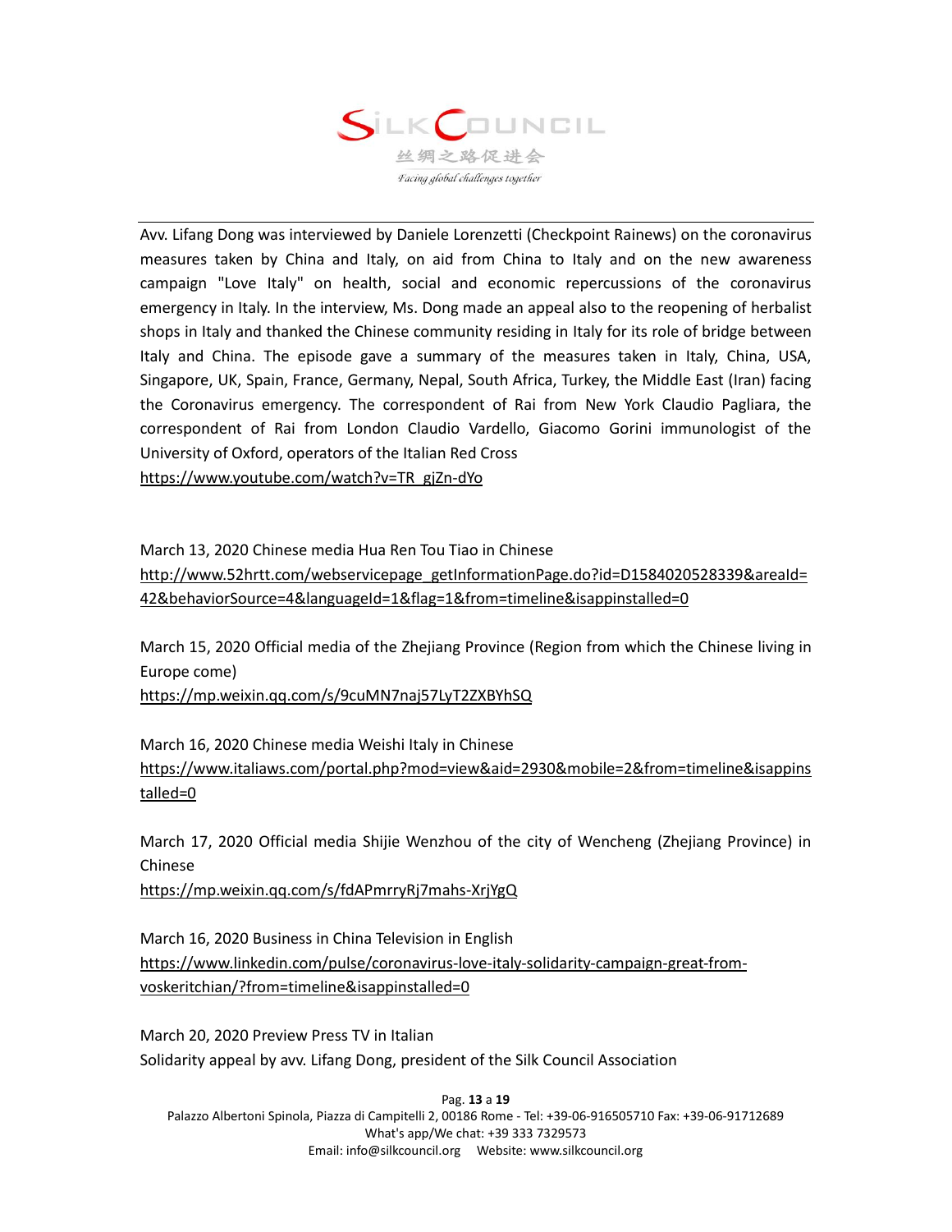Avv. Lifang Dong was interviewed by Daniele Lorenzetti (Checkpoint Rainews) on the coronavirus measures taken by China and Italy, on aid from China to Italy and on the new awareness campaign "Love Italy" on health, social and economic repercussions of the coronavirus emergency in Italy. In the interview, Ms. Dong made an appeal also to the reopening of herbalist shops in Italy and thanked the Chinese community residing in Italy for its role of bridge between Italy and China. The episode gave a summary of the measures taken in Italy, China, USA, Singapore, UK, Spain, France, Germany, Nepal, South Africa, Turkey, the Middle East (Iran) facing the Coronavirus emergency. The correspondent of Rai from New York Claudio Pagliara, the correspondent of Rai from London Claudio Vardello, Giacomo Gorini immunologist of the University of Oxford, operators of the Italian Red Cross
https://www.youtube.com/watch?v=TR_gjZn-dYo

March 13, 2020 Chinese media Hua Ren Tou Tiao in Chinese
http://www.52hrtt.com/webservicepage_getInformationPage.do?id=D1584020528339&areaId=42&behaviorSource=4&languageId=1&flag=1&from=timeline&isappinstalled=0

March 15, 2020 Official media of the Zhejiang Province (Region from which the Chinese living in Europe come)
https://mp.weixin.qq.com/s/9cuMN7naj57LyT2ZXBYhSQ

March 16, 2020 Chinese media Weishi Italy in Chinese
https://www.italiaws.com/portal.php?mod=view&aid=2930&mobile=2&from=timeline&isappinstalled=0

March 17, 2020 Official media Shijie Wenzhou of the city of Wencheng (Zhejiang Province) in Chinese
https://mp.weixin.qq.com/s/fdAPmrryRj7mahs-XrjYgQ

March 16, 2020 Business in China Television in English
https://www.linkedin.com/pulse/coronavirus-love-italy-solidarity-campaign-great-from-voskeritchian/?from=timeline&isappinstalled=0

March 20, 2020 Preview Press TV in Italian
Solidarity appeal by avv. Lifang Dong, president of the Silk Council Association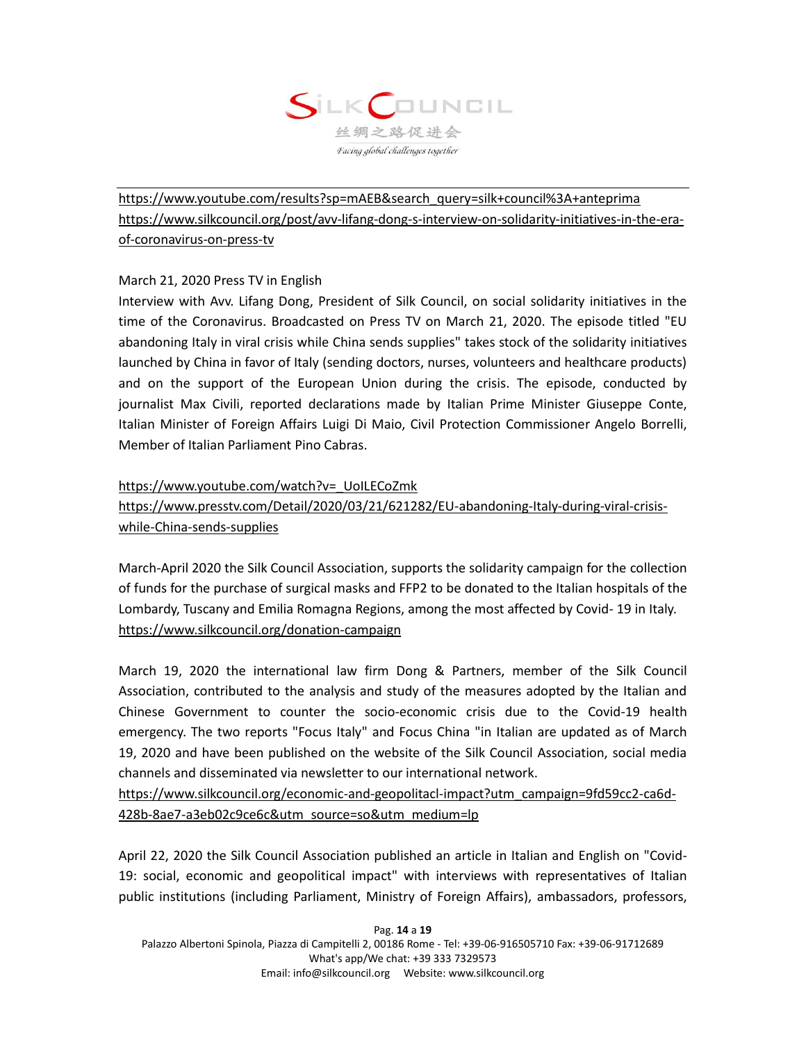https://www.youtube.com/results?sp=mAEB&search_query=silk+council%3A+anteprima
https://www.silkcouncil.org/post/avv-lifang-dong-s-interview-on-solidarity-initiatives-in-the-era-of-coronavirus-on-press-tv

March 21, 2020 Press TV in English
Interview with Avv. Lifang Dong, President of Silk Council, on social solidarity initiatives in the time of the Coronavirus. Broadcasted on Press TV on March 21, 2020. The episode titled "EU abandoning Italy in viral crisis while China sends supplies" takes stock of the solidarity initiatives launched by China in favor of Italy (sending doctors, nurses, volunteers and healthcare products) and on the support of the European Union during the crisis. The episode, conducted by journalist Max Civili, reported declarations made by Italian Prime Minister Giuseppe Conte, Italian Minister of Foreign Affairs Luigi Di Maio, Civil Protection Commissioner Angelo Borrelli, Member of Italian Parliament Pino Cabras.

https://www.youtube.com/watch?v=_UoILECoZmk
https://www.presstv.com/Detail/2020/03/21/621282/EU-abandoning-Italy-during-viral-crisis-while-China-sends-supplies

March-April 2020 the Silk Council Association, supports the solidarity campaign for the collection of funds for the purchase of surgical masks and FFP2 to be donated to the Italian hospitals of the Lombardy, Tuscany and Emilia Romagna Regions, among the most affected by Covid- 19 in Italy.
https://www.silkcouncil.org/donation-campaign

March 19, 2020 the international law firm Dong & Partners, member of the Silk Council Association, contributed to the analysis and study of the measures adopted by the Italian and Chinese Government to counter the socio-economic crisis due to the Covid-19 health emergency. The two reports "Focus Italy" and Focus China "in Italian are updated as of March 19, 2020 and have been published on the website of the Silk Council Association, social media channels and disseminated via newsletter to our international network.
https://www.silkcouncil.org/economic-and-geopolitacl-impact?utm_campaign=9fd59cc2-ca6d-428b-8ae7-a3eb02c9ce6c&utm_source=so&utm_medium=lp

April 22, 2020 the Silk Council Association published an article in Italian and English on "Covid-19: social, economic and geopolitical impact" with interviews with representatives of Italian public institutions (including Parliament, Ministry of Foreign Affairs), ambassadors, professors,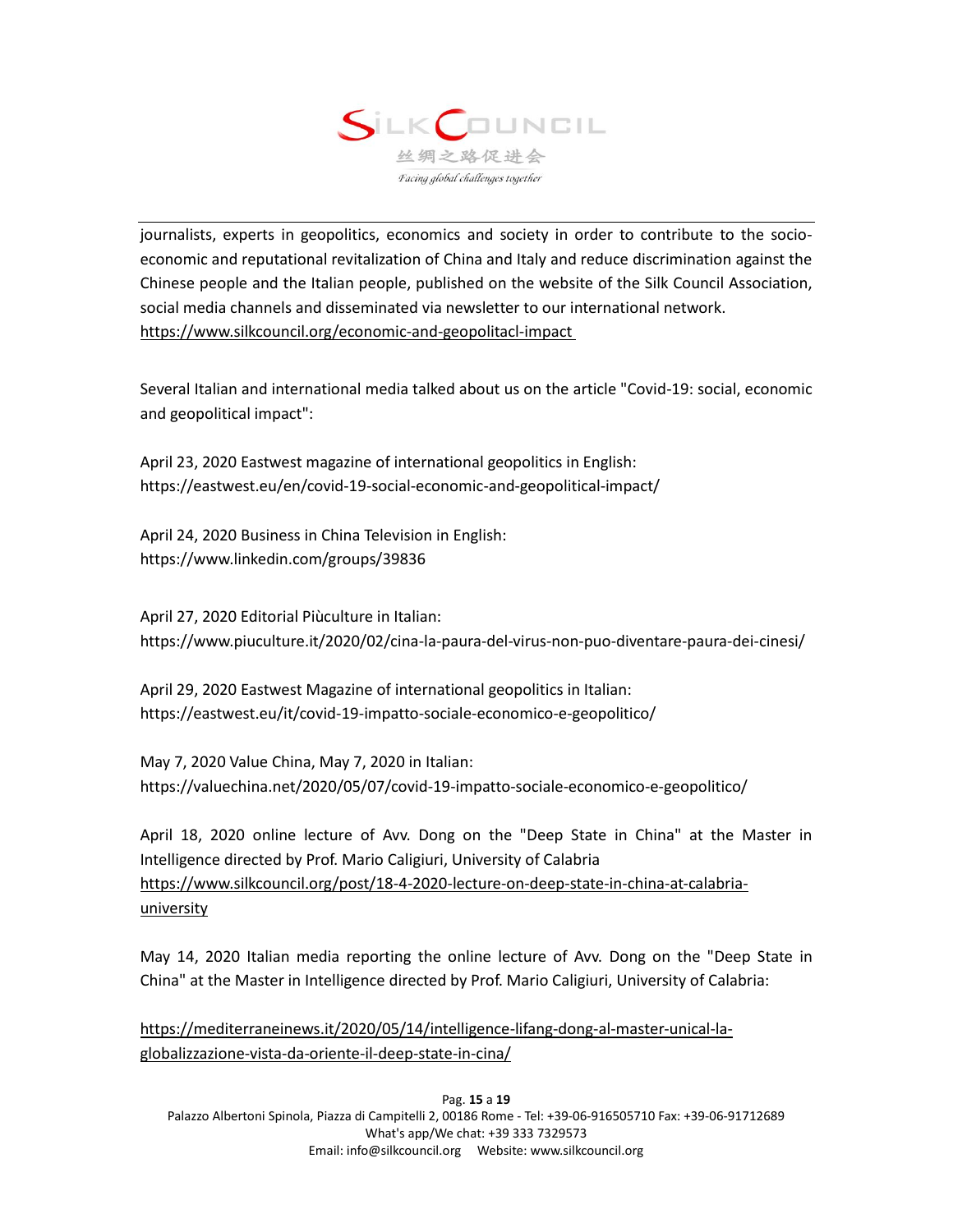journalists, experts in geopolitics, economics and society in order to contribute to the socio-economic and reputational revitalization of China and Italy and reduce discrimination against the Chinese people and the Italian people, published on the website of the Silk Council Association, social media channels and disseminated via newsletter to our international network.
https://www.silkcouncil.org/economic-and-geopolitacl-impact

Several Italian and international media talked about us on the article "Covid-19: social, economic and geopolitical impact":

April 23, 2020 Eastwest magazine of international geopolitics in English:
https://eastwest.eu/en/covid-19-social-economic-and-geopolitical-impact/

April 24, 2020 Business in China Television in English:
https://www.linkedin.com/groups/39836

April 27, 2020 Editorial Piùculture in Italian:
https://www.piuculture.it/2020/02/cina-la-paura-del-virus-non-puo-diventare-paura-dei-cinesi/

April 29, 2020 Eastwest Magazine of international geopolitics in Italian:
https://eastwest.eu/it/covid-19-impatto-sociale-economico-e-geopolitico/

May 7, 2020 Value China, May 7, 2020 in Italian:
https://valuechina.net/2020/05/07/covid-19-impatto-sociale-economico-e-geopolitico/

April 18, 2020 online lecture of Avv. Dong on the "Deep State in China" at the Master in Intelligence directed by Prof. Mario Caligiuri, University of Calabria
https://www.silkcouncil.org/post/18-4-2020-lecture-on-deep-state-in-china-at-calabria-university

May 14, 2020 Italian media reporting the online lecture of Avv. Dong on the "Deep State in China" at the Master in Intelligence directed by Prof. Mario Caligiuri, University of Calabria:

https://mediterraneinews.it/2020/05/14/intelligence-lifang-dong-al-master-unical-la-globalizzazione-vista-da-oriente-il-deep-state-in-cina/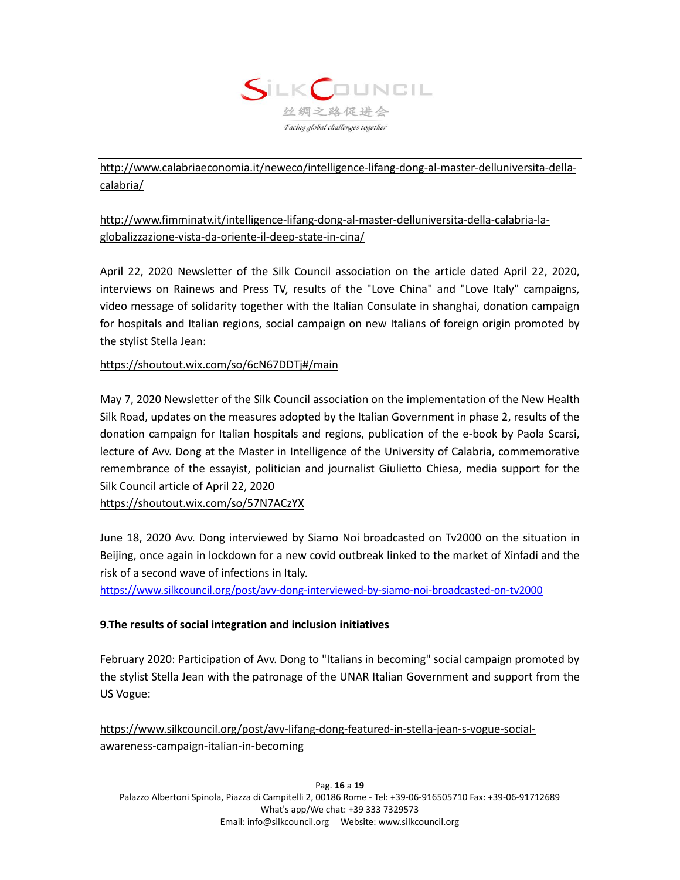http://www.calabriaeconomia.it/neweco/intelligence-lifang-dong-al-master-delluniversita-della-calabria/

http://www.fimminatv.it/intelligence-lifang-dong-al-master-delluniversita-della-calabria-la-globalizzazione-vista-da-oriente-il-deep-state-in-cina/

April 22, 2020 Newsletter of the Silk Council association on the article dated April 22, 2020, interviews on Rainews and Press TV, results of the "Love China" and "Love Italy" campaigns, video message of solidarity together with the Italian Consulate in shanghai, donation campaign for hospitals and Italian regions, social campaign on new Italians of foreign origin promoted by the stylist Stella Jean:

https://shoutout.wix.com/so/6cN67DDTj#/main

May 7, 2020 Newsletter of the Silk Council association on the implementation of the New Health Silk Road, updates on the measures adopted by the Italian Government in phase 2, results of the donation campaign for Italian hospitals and regions, publication of the e-book by Paola Scarsi, lecture of Avv. Dong at the Master in Intelligence of the University of Calabria, commemorative remembrance of the essayist, politician and journalist Giulietto Chiesa, media support for the Silk Council article of April 22, 2020
https://shoutout.wix.com/so/57N7ACzYX

June 18, 2020 Avv. Dong interviewed by Siamo Noi broadcasted on Tv2000 on the situation in Beijing, once again in lockdown for a new covid outbreak linked to the market of Xinfadi and the risk of a second wave of infections in Italy.
https://www.silkcouncil.org/post/avv-dong-interviewed-by-siamo-noi-broadcasted-on-tv2000

**9.The results of social integration and inclusion initiatives**

February 2020: Participation of Avv. Dong to "Italians in becoming" social campaign promoted by the stylist Stella Jean with the patronage of the UNAR Italian Government and support from the US Vogue:

https://www.silkcouncil.org/post/avv-lifang-dong-featured-in-stella-jean-s-vogue-social-awareness-campaign-italian-in-becoming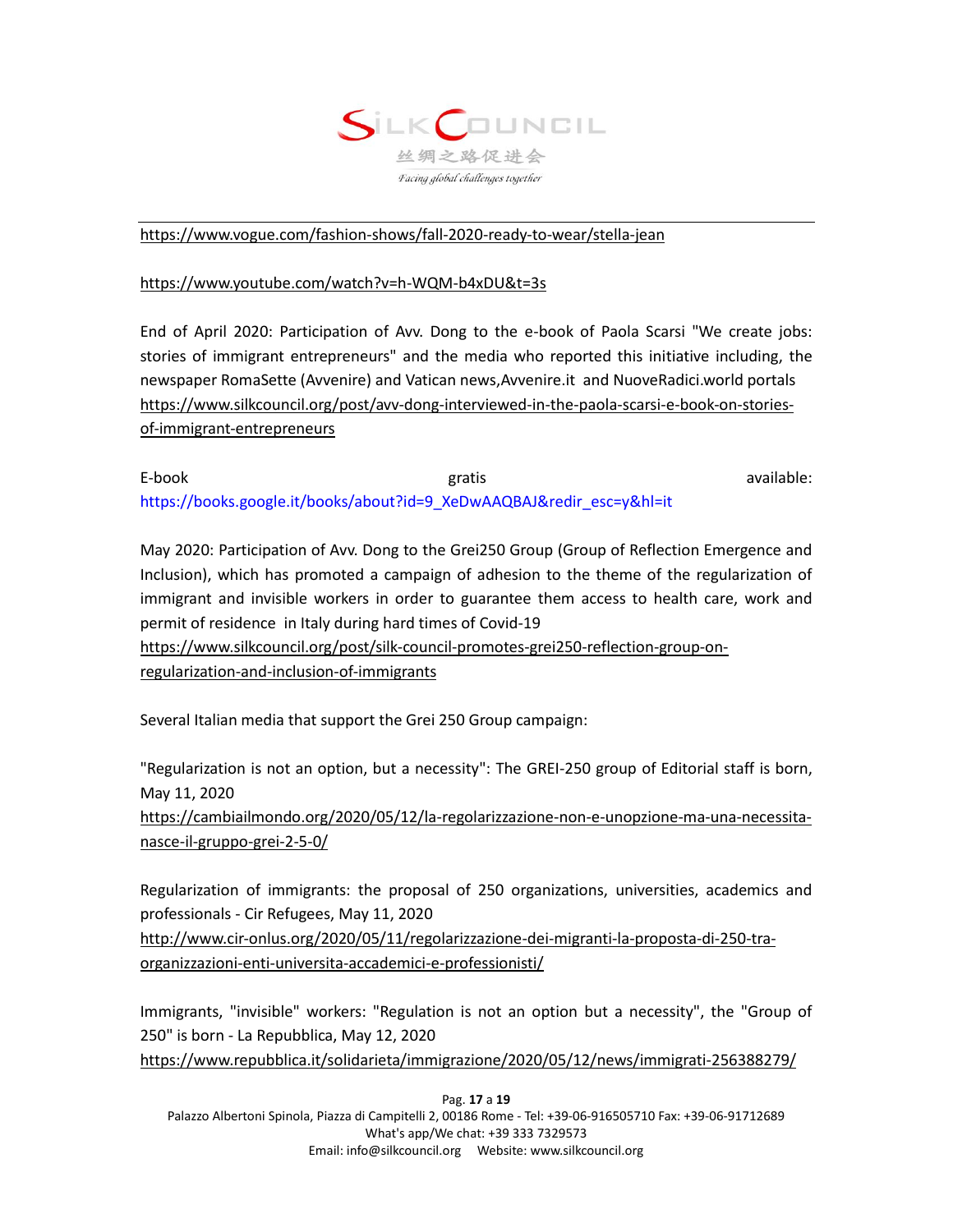https://www.vogue.com/fashion-shows/fall-2020-ready-to-wear/stella-jean

https://www.youtube.com/watch?v=h-WQM-b4xDU&t=3s

End of April 2020: Participation of Avv. Dong to the e-book of Paola Scarsi "We create jobs: stories of immigrant entrepreneurs" and the media who reported this initiative including, the newspaper RomaSette (Avvenire) and Vatican news,Avvenire.it and NuoveRadici.world portals https://www.silkcouncil.org/post/avv-dong-interviewed-in-the-paola-scarsi-e-book-on-stories-of-immigrant-entrepreneurs

E-book gratis available: https://books.google.it/books/about?id=9_XeDwAAQBAJ&redir_esc=y&hl=it

May 2020: Participation of Avv. Dong to the Grei250 Group (Group of Reflection Emergence and Inclusion), which has promoted a campaign of adhesion to the theme of the regularization of immigrant and invisible workers in order to guarantee them access to health care, work and permit of residence in Italy during hard times of Covid-19
https://www.silkcouncil.org/post/silk-council-promotes-grei250-reflection-group-on-regularization-and-inclusion-of-immigrants

Several Italian media that support the Grei 250 Group campaign:

"Regularization is not an option, but a necessity": The GREI-250 group of Editorial staff is born, May 11, 2020
https://cambiailmondo.org/2020/05/12/la-regolarizzazione-non-e-unopzione-ma-una-necessita-nasce-il-gruppo-grei-2-5-0/

Regularization of immigrants: the proposal of 250 organizations, universities, academics and professionals - Cir Refugees, May 11, 2020
http://www.cir-onlus.org/2020/05/11/regolarizzazione-dei-migranti-la-proposta-di-250-tra-organizzazioni-enti-universita-accademici-e-professionisti/

Immigrants, "invisible" workers: "Regulation is not an option but a necessity", the "Group of 250" is born - La Repubblica, May 12, 2020
https://www.repubblica.it/solidarieta/immigrazione/2020/05/12/news/immigrati-256388279/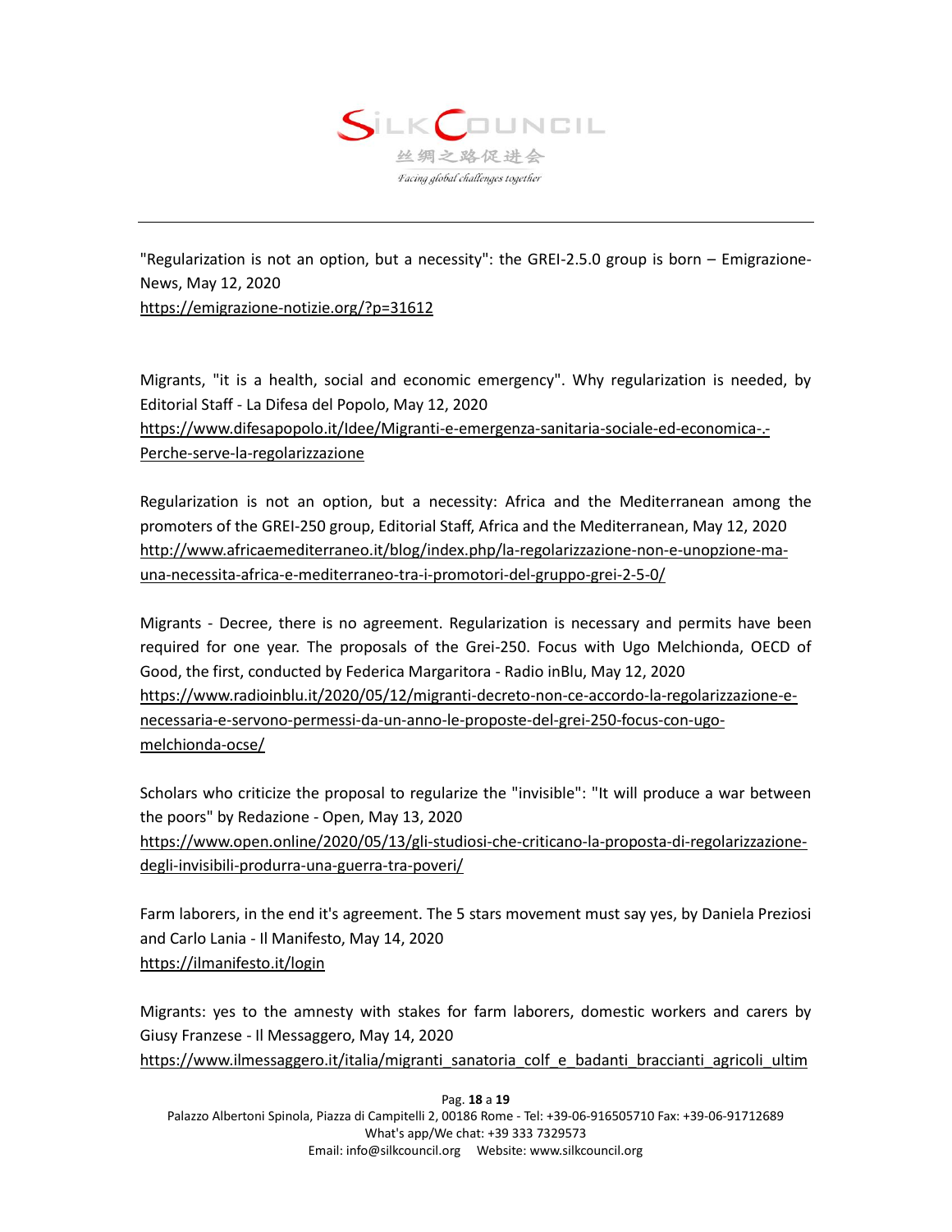"Regularization is not an option, but a necessity": the GREI-2.5.0 group is born – Emigrazione-News, May 12, 2020
https://emigrazione-notizie.org/?p=31612

Migrants, "it is a health, social and economic emergency". Why regularization is needed, by Editorial Staff - La Difesa del Popolo, May 12, 2020
https://www.difesapopolo.it/Idee/Migranti-e-emergenza-sanitaria-sociale-ed-economica-.-Perche-serve-la-regolarizzazione

Regularization is not an option, but a necessity: Africa and the Mediterranean among the promoters of the GREI-250 group, Editorial Staff, Africa and the Mediterranean, May 12, 2020
http://www.africaemediterraneo.it/blog/index.php/la-regolarizzazione-non-e-unopzione-ma-una-necessita-africa-e-mediterraneo-tra-i-promotori-del-gruppo-grei-2-5-0/

Migrants - Decree, there is no agreement. Regularization is necessary and permits have been required for one year. The proposals of the Grei-250. Focus with Ugo Melchionda, OECD of Good, the first, conducted by Federica Margaritora - Radio inBlu, May 12, 2020
https://www.radioinblu.it/2020/05/12/migranti-decreto-non-ce-accordo-la-regolarizzazione-e-necessaria-e-servono-permessi-da-un-anno-le-proposte-del-grei-250-focus-con-ugo-melchionda-ocse/

Scholars who criticize the proposal to regularize the "invisible": "It will produce a war between the poors" by Redazione - Open, May 13, 2020
https://www.open.online/2020/05/13/gli-studiosi-che-criticano-la-proposta-di-regolarizzazione-degli-invisibili-produrra-una-guerra-tra-poveri/

Farm laborers, in the end it's agreement. The 5 stars movement must say yes, by Daniela Preziosi and Carlo Lania - Il Manifesto, May 14, 2020
https://ilmanifesto.it/login

Migrants: yes to the amnesty with stakes for farm laborers, domestic workers and carers by Giusy Franzese - Il Messaggero, May 14, 2020
https://www.ilmessaggero.it/italia/migranti_sanatoria_colf_e_badanti_braccianti_agricoli_ultim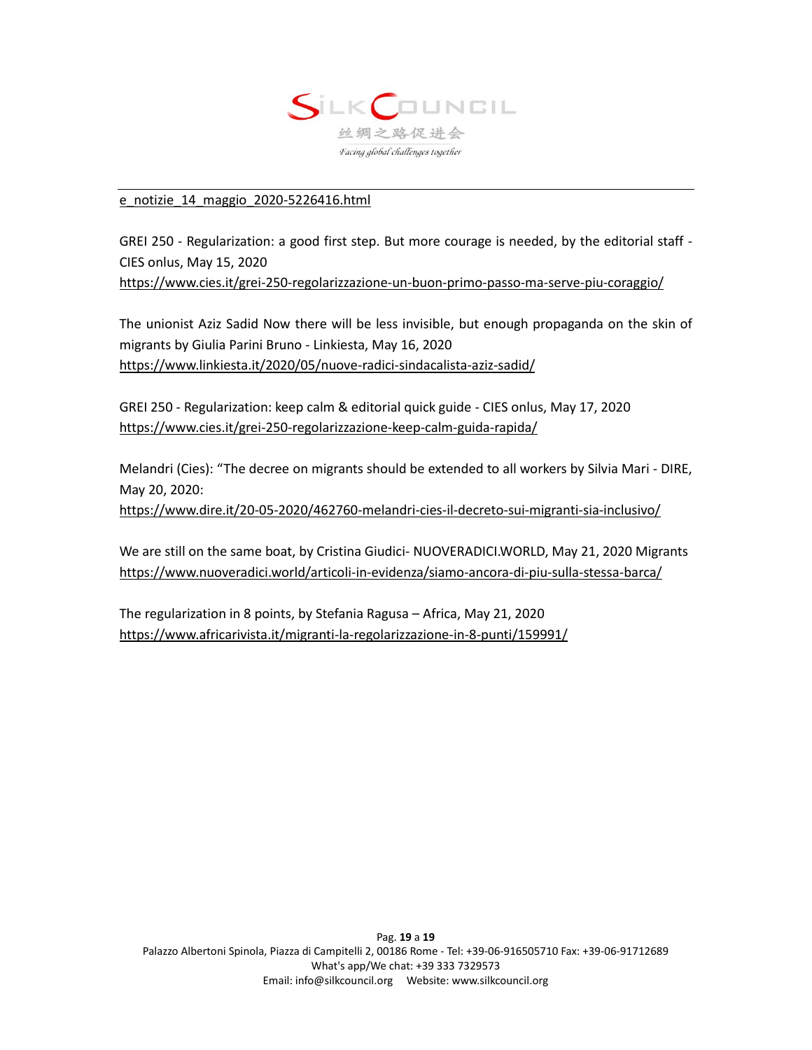e_notizie_14_maggio_2020-5226416.html

GREI 250 - Regularization: a good first step. But more courage is needed, by the editorial staff - CIES onlus, May 15, 2020
https://www.cies.it/grei-250-regolarizzazione-un-buon-primo-passo-ma-serve-piu-coraggio/

The unionist Aziz Sadid Now there will be less invisible, but enough propaganda on the skin of migrants by Giulia Parini Bruno - Linkiesta, May 16, 2020
https://www.linkiesta.it/2020/05/nuove-radici-sindacalista-aziz-sadid/

GREI 250 - Regularization: keep calm & editorial quick guide - CIES onlus, May 17, 2020
https://www.cies.it/grei-250-regolarizzazione-keep-calm-guida-rapida/

Melandri (Cies): "The decree on migrants should be extended to all workers by Silvia Mari - DIRE, May 20, 2020:
https://www.dire.it/20-05-2020/462760-melandri-cies-il-decreto-sui-migranti-sia-inclusivo/

We are still on the same boat, by Cristina Giudici- NUOVERADICI.WORLD, May 21, 2020 Migrants
https://www.nuoveradici.world/articoli-in-evidenza/siamo-ancora-di-piu-sulla-stessa-barca/

The regularization in 8 points, by Stefania Ragusa – Africa, May 21, 2020
https://www.africarivista.it/migranti-la-regolarizzazione-in-8-punti/159991/